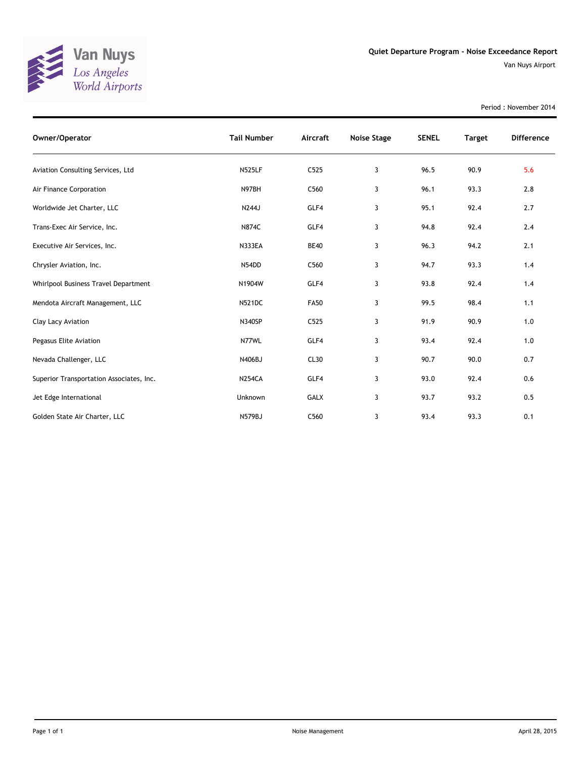Van Nuys
Los Angeles World Airports

# Quiet Departure Program - Noise Exceedance Report

Van Nuys Airport

Period : November 2014

| Owner/Operator | Tail Number | Aircraft | Noise Stage | SENEL | Target | Difference |
|---|---|---|---|---|---|---|
| Aviation Consulting Services, Ltd | N525LF | C525 | 3 | 96.5 | 90.9 | 5.6 |
| Air Finance Corporation | N97BH | C560 | 3 | 96.1 | 93.3 | 2.8 |
| Worldwide Jet Charter, LLC | N244J | GLF4 | 3 | 95.1 | 92.4 | 2.7 |
| Trans-Exec Air Service, Inc. | N874C | GLF4 | 3 | 94.8 | 92.4 | 2.4 |
| Executive Air Services, Inc. | N333EA | BE40 | 3 | 96.3 | 94.2 | 2.1 |
| Chrysler Aviation, Inc. | N54DD | C560 | 3 | 94.7 | 93.3 | 1.4 |
| Whirlpool Business Travel Department | N1904W | GLF4 | 3 | 93.8 | 92.4 | 1.4 |
| Mendota Aircraft Management, LLC | N521DC | FA50 | 3 | 99.5 | 98.4 | 1.1 |
| Clay Lacy Aviation | N340SP | C525 | 3 | 91.9 | 90.9 | 1.0 |
| Pegasus Elite Aviation | N77WL | GLF4 | 3 | 93.4 | 92.4 | 1.0 |
| Nevada Challenger, LLC | N406BJ | CL30 | 3 | 90.7 | 90.0 | 0.7 |
| Superior Transportation Associates, Inc. | N254CA | GLF4 | 3 | 93.0 | 92.4 | 0.6 |
| Jet Edge International | Unknown | GALX | 3 | 93.7 | 93.2 | 0.5 |
| Golden State Air Charter, LLC | N579BJ | C560 | 3 | 93.4 | 93.3 | 0.1 |

Noise Management

April 28, 2015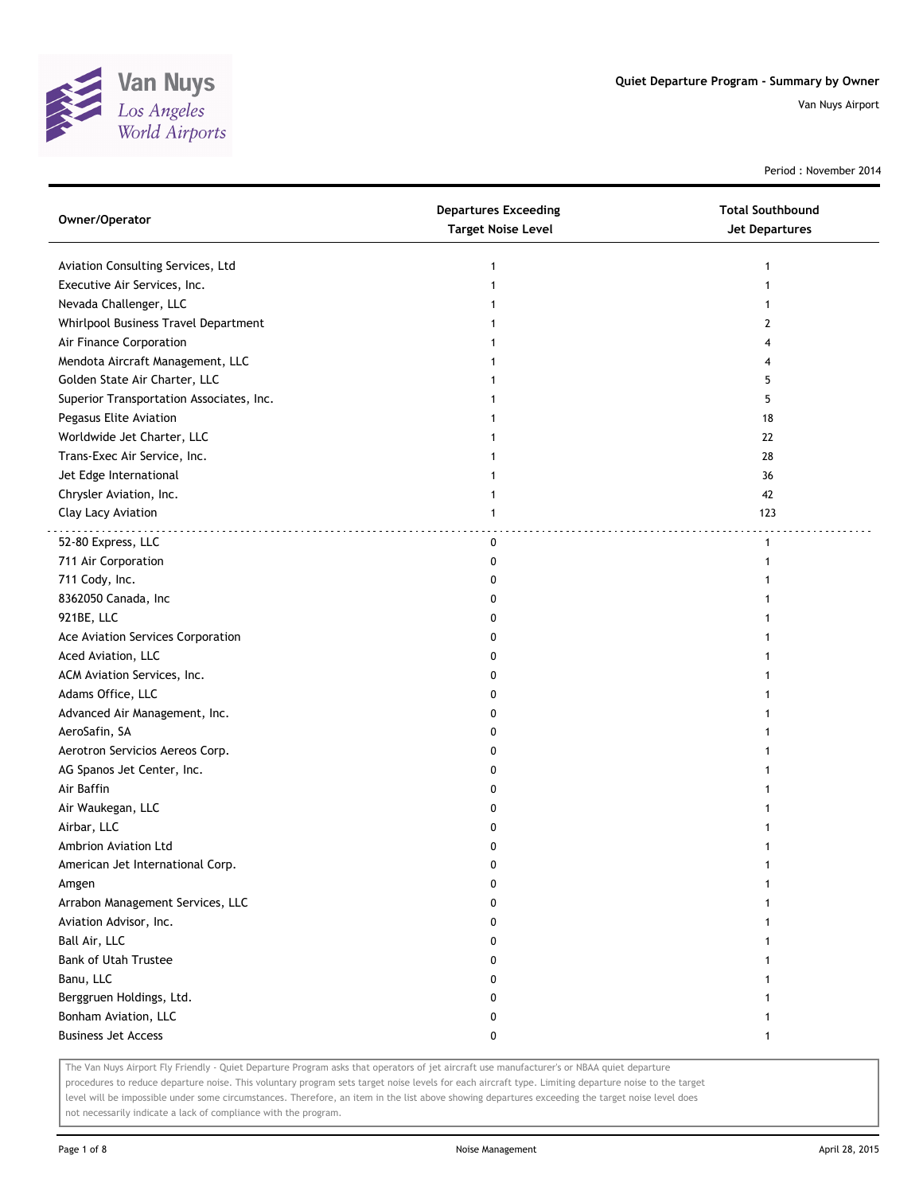**Van Nuys**
*Los Angeles World Airports*

## Quiet Departure Program - Summary by Owner

Van Nuys Airport

Period : November 2014

| Owner/Operator | Departures Exceeding Target Noise Level | Total Southbound Jet Departures |
|---|---|---|
| Aviation Consulting Services, Ltd | 1 | 1 |
| Executive Air Services, Inc. | 1 | 1 |
| Nevada Challenger, LLC | 1 | 1 |
| Whirlpool Business Travel Department | 1 | 2 |
| Air Finance Corporation | 1 | 4 |
| Mendota Aircraft Management, LLC | 1 | 4 |
| Golden State Air Charter, LLC | 1 | 5 |
| Superior Transportation Associates, Inc. | 1 | 5 |
| Pegasus Elite Aviation | 1 | 18 |
| Worldwide Jet Charter, LLC | 1 | 22 |
| Trans-Exec Air Service, Inc. | 1 | 28 |
| Jet Edge International | 1 | 36 |
| Chrysler Aviation, Inc. | 1 | 42 |
| Clay Lacy Aviation | 1 | 123 |
| 52-80 Express, LLC | 0 | 1 |
| 711 Air Corporation | 0 | 1 |
| 711 Cody, Inc. | 0 | 1 |
| 8362050 Canada, Inc | 0 | 1 |
| 921BE, LLC | 0 | 1 |
| Ace Aviation Services Corporation | 0 | 1 |
| Aced Aviation, LLC | 0 | 1 |
| ACM Aviation Services, Inc. | 0 | 1 |
| Adams Office, LLC | 0 | 1 |
| Advanced Air Management, Inc. | 0 | 1 |
| AeroSafin, SA | 0 | 1 |
| Aerotron Servicios Aereos Corp. | 0 | 1 |
| AG Spanos Jet Center, Inc. | 0 | 1 |
| Air Baffin | 0 | 1 |
| Air Waukegan, LLC | 0 | 1 |
| Airbar, LLC | 0 | 1 |
| Ambrion Aviation Ltd | 0 | 1 |
| American Jet International Corp. | 0 | 1 |
| Amgen | 0 | 1 |
| Arrabon Management Services, LLC | 0 | 1 |
| Aviation Advisor, Inc. | 0 | 1 |
| Ball Air, LLC | 0 | 1 |
| Bank of Utah Trustee | 0 | 1 |
| Banu, LLC | 0 | 1 |
| Berggruen Holdings, Ltd. | 0 | 1 |
| Bonham Aviation, LLC | 0 | 1 |
| Business Jet Access | 0 | 1 |

The Van Nuys Airport Fly Friendly - Quiet Departure Program asks that operators of jet aircraft use manufacturer's or NBAA quiet departure procedures to reduce departure noise. This voluntary program sets target noise levels for each aircraft type. Limiting departure noise to the target level will be impossible under some circumstances. Therefore, an item in the list above showing departures exceeding the target noise level does not necessarily indicate a lack of compliance with the program.

Noise Management

April 28, 2015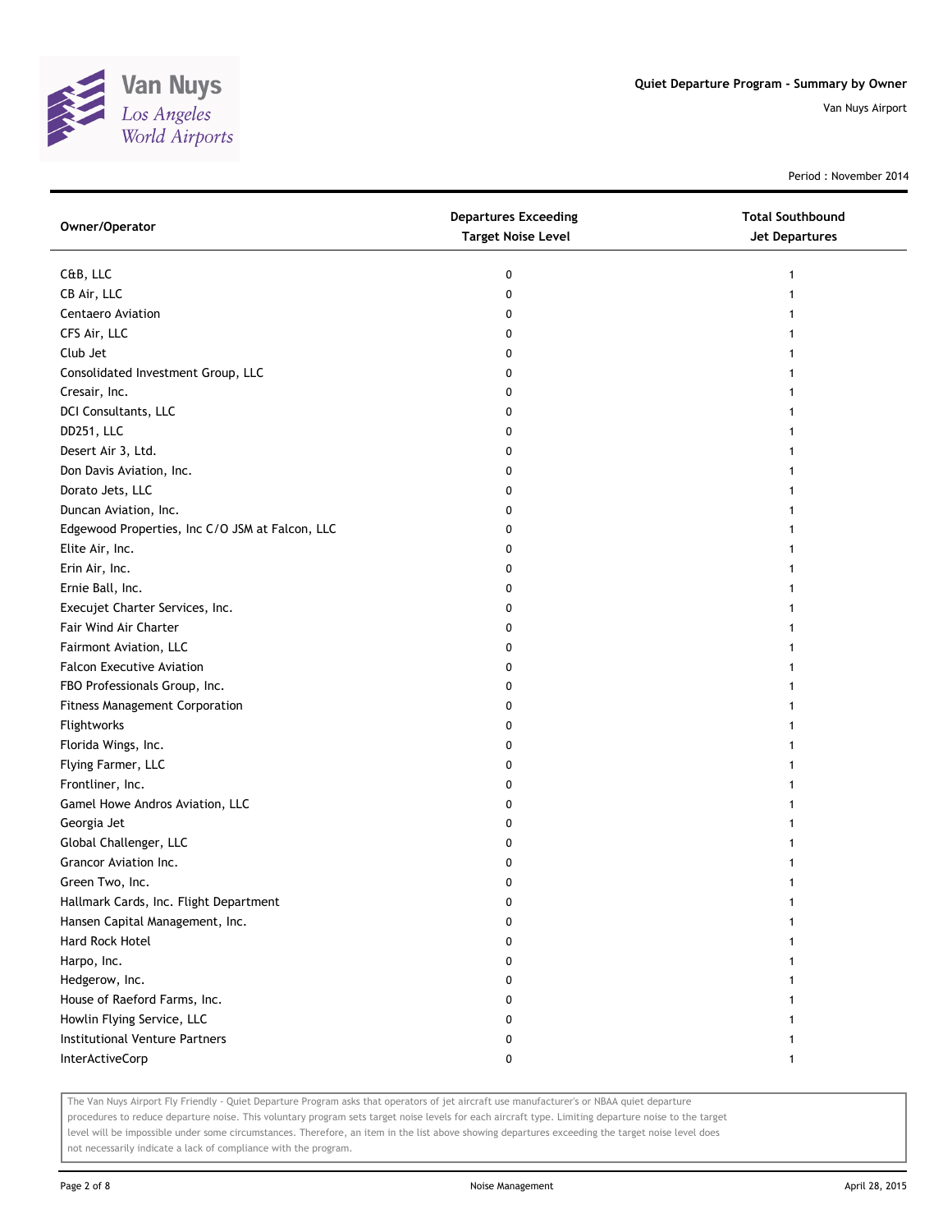Van Nuys
Los Angeles
World Airports

**Quiet Departure Program - Summary by Owner**

Van Nuys Airport

Period : November 2014

| Owner/Operator | Departures Exceeding Target Noise Level | Total Southbound Jet Departures |
|---|---|---|
| C&B, LLC | 0 | 1 |
| CB Air, LLC | 0 | 1 |
| Centaero Aviation | 0 | 1 |
| CFS Air, LLC | 0 | 1 |
| Club Jet | 0 | 1 |
| Consolidated Investment Group, LLC | 0 | 1 |
| Cresair, Inc. | 0 | 1 |
| DCI Consultants, LLC | 0 | 1 |
| DD251, LLC | 0 | 1 |
| Desert Air 3, Ltd. | 0 | 1 |
| Don Davis Aviation, Inc. | 0 | 1 |
| Dorato Jets, LLC | 0 | 1 |
| Duncan Aviation, Inc. | 0 | 1 |
| Edgewood Properties, Inc C/O JSM at Falcon, LLC | 0 | 1 |
| Elite Air, Inc. | 0 | 1 |
| Erin Air, Inc. | 0 | 1 |
| Ernie Ball, Inc. | 0 | 1 |
| Execujet Charter Services, Inc. | 0 | 1 |
| Fair Wind Air Charter | 0 | 1 |
| Fairmont Aviation, LLC | 0 | 1 |
| Falcon Executive Aviation | 0 | 1 |
| FBO Professionals Group, Inc. | 0 | 1 |
| Fitness Management Corporation | 0 | 1 |
| Flightworks | 0 | 1 |
| Florida Wings, Inc. | 0 | 1 |
| Flying Farmer, LLC | 0 | 1 |
| Frontliner, Inc. | 0 | 1 |
| Gamel Howe Andros Aviation, LLC | 0 | 1 |
| Georgia Jet | 0 | 1 |
| Global Challenger, LLC | 0 | 1 |
| Grancor Aviation Inc. | 0 | 1 |
| Green Two, Inc. | 0 | 1 |
| Hallmark Cards, Inc. Flight Department | 0 | 1 |
| Hansen Capital Management, Inc. | 0 | 1 |
| Hard Rock Hotel | 0 | 1 |
| Harpo, Inc. | 0 | 1 |
| Hedgerow, Inc. | 0 | 1 |
| House of Raeford Farms, Inc. | 0 | 1 |
| Howlin Flying Service, LLC | 0 | 1 |
| Institutional Venture Partners | 0 | 1 |
| InterActiveCorp | 0 | 1 |

The Van Nuys Airport Fly Friendly - Quiet Departure Program asks that operators of jet aircraft use manufacturer's or NBAA quiet departure procedures to reduce departure noise. This voluntary program sets target noise levels for each aircraft type. Limiting departure noise to the target level will be impossible under some circumstances. Therefore, an item in the list above showing departures exceeding the target noise level does not necessarily indicate a lack of compliance with the program.

Noise Management

April 28, 2015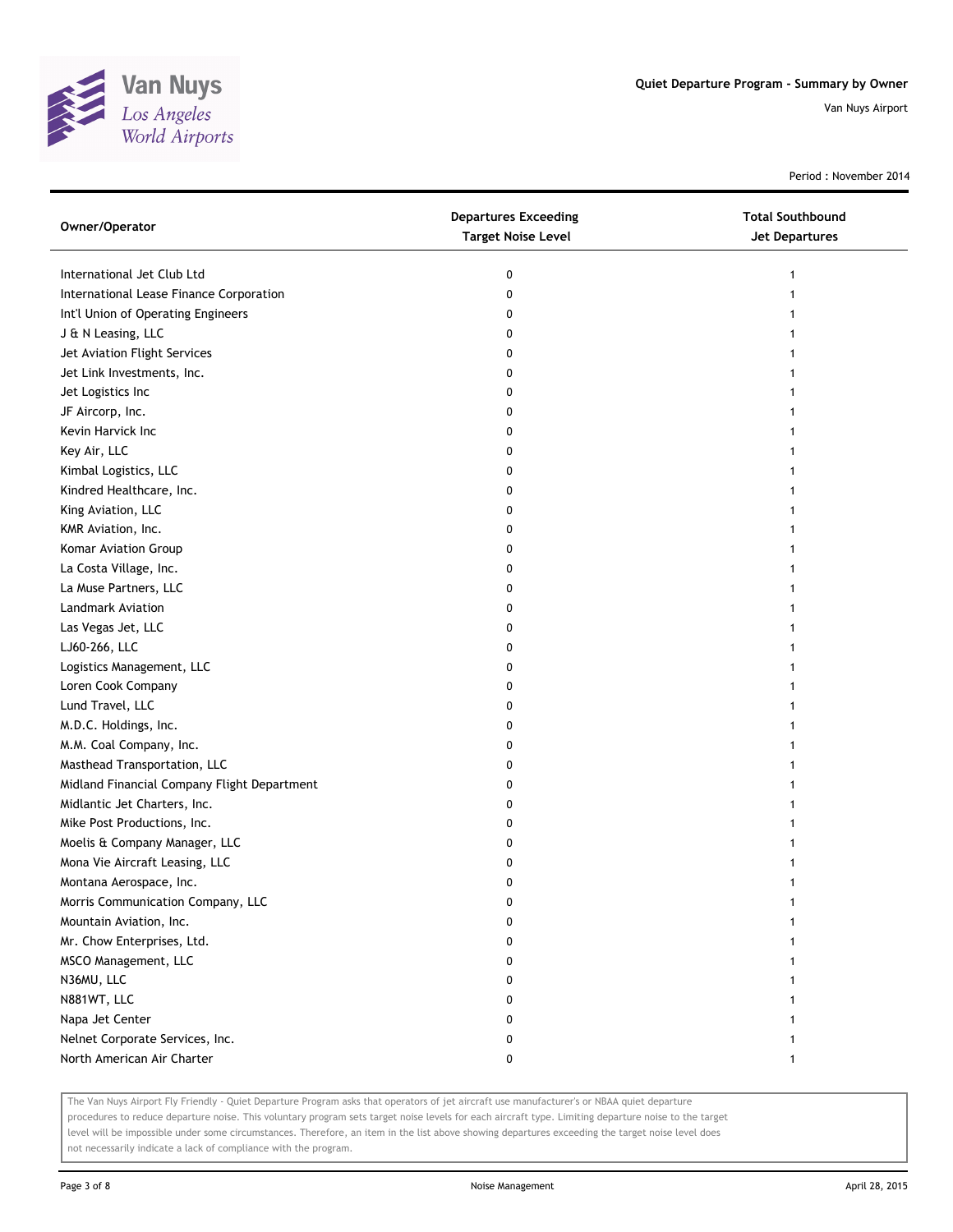# Quiet Departure Program - Summary by Owner

Van Nuys Airport

Period : November 2014

| Owner/Operator | Departures Exceeding Target Noise Level | Total Southbound Jet Departures |
|---|---|---|
| International Jet Club Ltd | 0 | 1 |
| International Lease Finance Corporation | 0 | 1 |
| Int'l Union of Operating Engineers | 0 | 1 |
| J & N Leasing, LLC | 0 | 1 |
| Jet Aviation Flight Services | 0 | 1 |
| Jet Link Investments, Inc. | 0 | 1 |
| Jet Logistics Inc | 0 | 1 |
| JF Aircorp, Inc. | 0 | 1 |
| Kevin Harvick Inc | 0 | 1 |
| Key Air, LLC | 0 | 1 |
| Kimbal Logistics, LLC | 0 | 1 |
| Kindred Healthcare, Inc. | 0 | 1 |
| King Aviation, LLC | 0 | 1 |
| KMR Aviation, Inc. | 0 | 1 |
| Komar Aviation Group | 0 | 1 |
| La Costa Village, Inc. | 0 | 1 |
| La Muse Partners, LLC | 0 | 1 |
| Landmark Aviation | 0 | 1 |
| Las Vegas Jet, LLC | 0 | 1 |
| LJ60-266, LLC | 0 | 1 |
| Logistics Management, LLC | 0 | 1 |
| Loren Cook Company | 0 | 1 |
| Lund Travel, LLC | 0 | 1 |
| M.D.C. Holdings, Inc. | 0 | 1 |
| M.M. Coal Company, Inc. | 0 | 1 |
| Masthead Transportation, LLC | 0 | 1 |
| Midland Financial Company Flight Department | 0 | 1 |
| Midlantic Jet Charters, Inc. | 0 | 1 |
| Mike Post Productions, Inc. | 0 | 1 |
| Moelis & Company Manager, LLC | 0 | 1 |
| Mona Vie Aircraft Leasing, LLC | 0 | 1 |
| Montana Aerospace, Inc. | 0 | 1 |
| Morris Communication Company, LLC | 0 | 1 |
| Mountain Aviation, Inc. | 0 | 1 |
| Mr. Chow Enterprises, Ltd. | 0 | 1 |
| MSCO Management, LLC | 0 | 1 |
| N36MU, LLC | 0 | 1 |
| N881WT, LLC | 0 | 1 |
| Napa Jet Center | 0 | 1 |
| Nelnet Corporate Services, Inc. | 0 | 1 |
| North American Air Charter | 0 | 1 |

The Van Nuys Airport Fly Friendly - Quiet Departure Program asks that operators of jet aircraft use manufacturer's or NBAA quiet departure procedures to reduce departure noise. This voluntary program sets target noise levels for each aircraft type. Limiting departure noise to the target level will be impossible under some circumstances. Therefore, an item in the list above showing departures exceeding the target noise level does not necessarily indicate a lack of compliance with the program.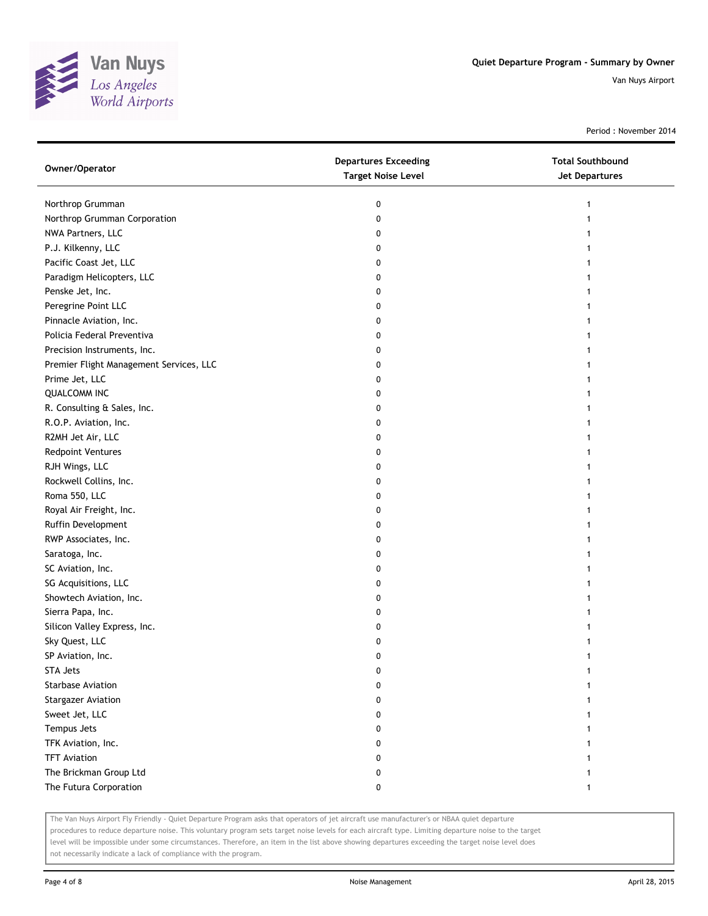Quiet Departure Program - Summary by Owner

Van Nuys Airport

Period : November 2014

| Owner/Operator | Departures Exceeding Target Noise Level | Total Southbound Jet Departures |
|---|---|---|
| Northrop Grumman | 0 | 1 |
| Northrop Grumman Corporation | 0 | 1 |
| NWA Partners, LLC | 0 | 1 |
| P.J. Kilkenny, LLC | 0 | 1 |
| Pacific Coast Jet, LLC | 0 | 1 |
| Paradigm Helicopters, LLC | 0 | 1 |
| Penske Jet, Inc. | 0 | 1 |
| Peregrine Point LLC | 0 | 1 |
| Pinnacle Aviation, Inc. | 0 | 1 |
| Policia Federal Preventiva | 0 | 1 |
| Precision Instruments, Inc. | 0 | 1 |
| Premier Flight Management Services, LLC | 0 | 1 |
| Prime Jet, LLC | 0 | 1 |
| QUALCOMM INC | 0 | 1 |
| R. Consulting & Sales, Inc. | 0 | 1 |
| R.O.P. Aviation, Inc. | 0 | 1 |
| R2MH Jet Air, LLC | 0 | 1 |
| Redpoint Ventures | 0 | 1 |
| RJH Wings, LLC | 0 | 1 |
| Rockwell Collins, Inc. | 0 | 1 |
| Roma 550, LLC | 0 | 1 |
| Royal Air Freight, Inc. | 0 | 1 |
| Ruffin Development | 0 | 1 |
| RWP Associates, Inc. | 0 | 1 |
| Saratoga, Inc. | 0 | 1 |
| SC Aviation, Inc. | 0 | 1 |
| SG Acquisitions, LLC | 0 | 1 |
| Showtech Aviation, Inc. | 0 | 1 |
| Sierra Papa, Inc. | 0 | 1 |
| Silicon Valley Express, Inc. | 0 | 1 |
| Sky Quest, LLC | 0 | 1 |
| SP Aviation, Inc. | 0 | 1 |
| STA Jets | 0 | 1 |
| Starbase Aviation | 0 | 1 |
| Stargazer Aviation | 0 | 1 |
| Sweet Jet, LLC | 0 | 1 |
| Tempus Jets | 0 | 1 |
| TFK Aviation, Inc. | 0 | 1 |
| TFT Aviation | 0 | 1 |
| The Brickman Group Ltd | 0 | 1 |
| The Futura Corporation | 0 | 1 |

The Van Nuys Airport Fly Friendly - Quiet Departure Program asks that operators of jet aircraft use manufacturer's or NBAA quiet departure procedures to reduce departure noise. This voluntary program sets target noise levels for each aircraft type. Limiting departure noise to the target level will be impossible under some circumstances. Therefore, an item in the list above showing departures exceeding the target noise level does not necessarily indicate a lack of compliance with the program.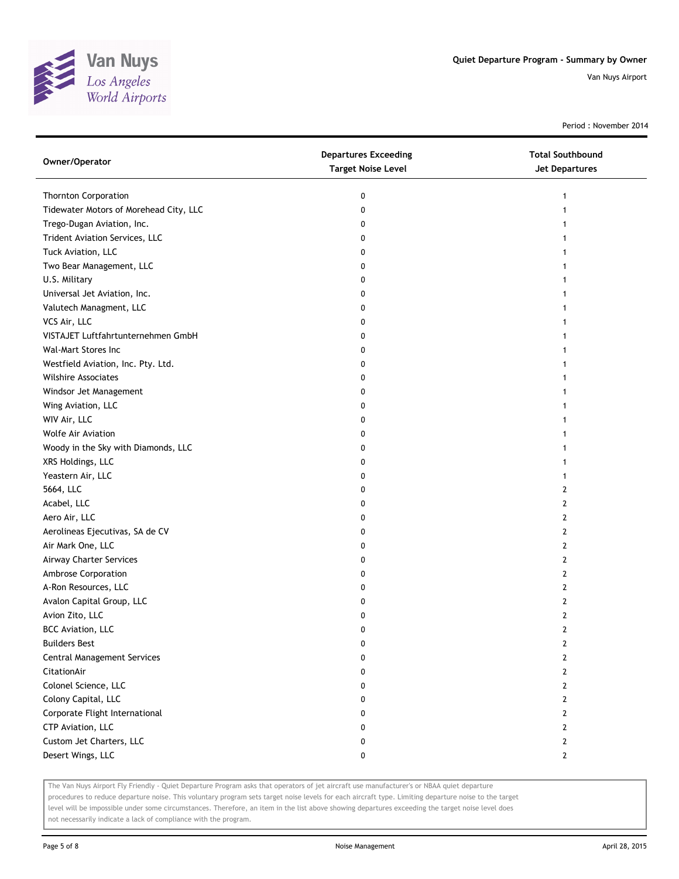Quiet Departure Program - Summary by Owner

Van Nuys Airport

Period : November 2014

| Owner/Operator | Departures Exceeding Target Noise Level | Total Southbound Jet Departures |
|---|---|---|
| Thornton Corporation | 0 | 1 |
| Tidewater Motors of Morehead City, LLC | 0 | 1 |
| Trego-Dugan Aviation, Inc. | 0 | 1 |
| Trident Aviation Services, LLC | 0 | 1 |
| Tuck Aviation, LLC | 0 | 1 |
| Two Bear Management, LLC | 0 | 1 |
| U.S. Military | 0 | 1 |
| Universal Jet Aviation, Inc. | 0 | 1 |
| Valutech Managment, LLC | 0 | 1 |
| VCS Air, LLC | 0 | 1 |
| VISTAJET Luftfahrtunternehmen GmbH | 0 | 1 |
| Wal-Mart Stores Inc | 0 | 1 |
| Westfield Aviation, Inc. Pty. Ltd. | 0 | 1 |
| Wilshire Associates | 0 | 1 |
| Windsor Jet Management | 0 | 1 |
| Wing Aviation, LLC | 0 | 1 |
| WIV Air, LLC | 0 | 1 |
| Wolfe Air Aviation | 0 | 1 |
| Woody in the Sky with Diamonds, LLC | 0 | 1 |
| XRS Holdings, LLC | 0 | 1 |
| Yeastern Air, LLC | 0 | 1 |
| 5664, LLC | 0 | 2 |
| Acabel, LLC | 0 | 2 |
| Aero Air, LLC | 0 | 2 |
| Aerolineas Ejecutivas, SA de CV | 0 | 2 |
| Air Mark One, LLC | 0 | 2 |
| Airway Charter Services | 0 | 2 |
| Ambrose Corporation | 0 | 2 |
| A-Ron Resources, LLC | 0 | 2 |
| Avalon Capital Group, LLC | 0 | 2 |
| Avion Zito, LLC | 0 | 2 |
| BCC Aviation, LLC | 0 | 2 |
| Builders Best | 0 | 2 |
| Central Management Services | 0 | 2 |
| CitationAir | 0 | 2 |
| Colonel Science, LLC | 0 | 2 |
| Colony Capital, LLC | 0 | 2 |
| Corporate Flight International | 0 | 2 |
| CTP Aviation, LLC | 0 | 2 |
| Custom Jet Charters, LLC | 0 | 2 |
| Desert Wings, LLC | 0 | 2 |

The Van Nuys Airport Fly Friendly - Quiet Departure Program asks that operators of jet aircraft use manufacturer's or NBAA quiet departure procedures to reduce departure noise. This voluntary program sets target noise levels for each aircraft type. Limiting departure noise to the target level will be impossible under some circumstances. Therefore, an item in the list above showing departures exceeding the target noise level does not necessarily indicate a lack of compliance with the program.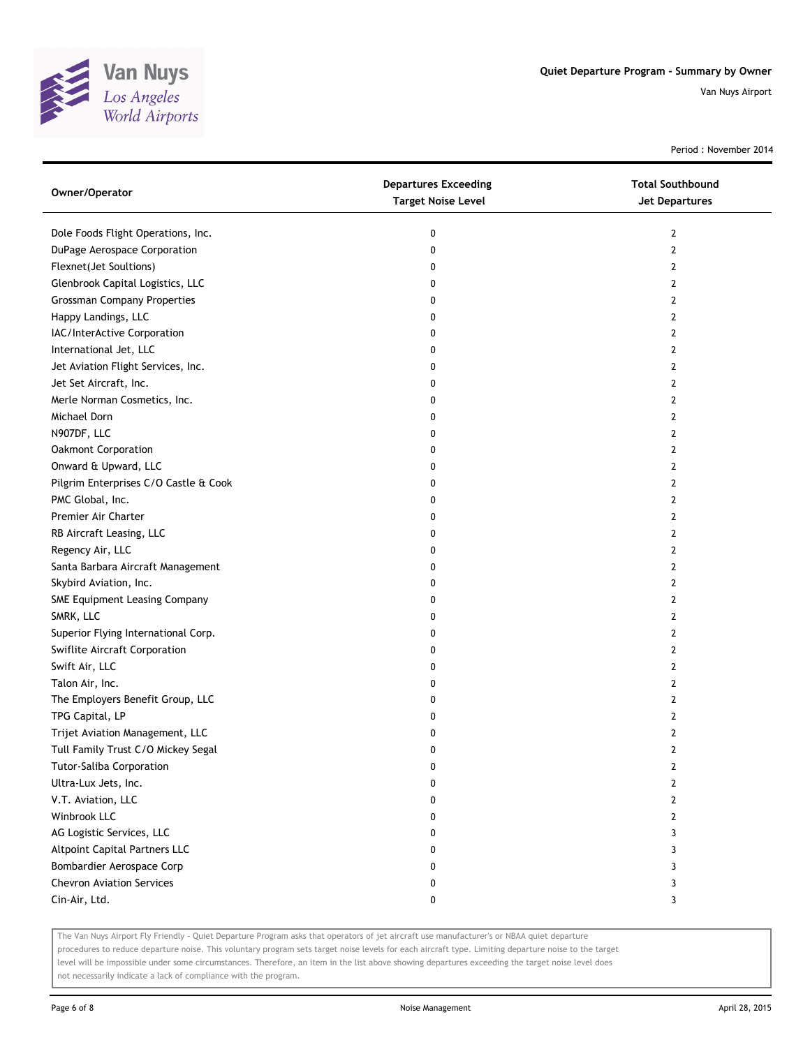Van Nuys
*Los Angeles*
*World Airports*

**Quiet Departure Program - Summary by Owner**

Van Nuys Airport

Period : November 2014

| Owner/Operator | Departures Exceeding Target Noise Level | Total Southbound Jet Departures |
|---|---|---|
| Dole Foods Flight Operations, Inc. | 0 | 2 |
| DuPage Aerospace Corporation | 0 | 2 |
| Flexnet(Jet Soultions) | 0 | 2 |
| Glenbrook Capital Logistics, LLC | 0 | 2 |
| Grossman Company Properties | 0 | 2 |
| Happy Landings, LLC | 0 | 2 |
| IAC/InterActive Corporation | 0 | 2 |
| International Jet, LLC | 0 | 2 |
| Jet Aviation Flight Services, Inc. | 0 | 2 |
| Jet Set Aircraft, Inc. | 0 | 2 |
| Merle Norman Cosmetics, Inc. | 0 | 2 |
| Michael Dorn | 0 | 2 |
| N907DF, LLC | 0 | 2 |
| Oakmont Corporation | 0 | 2 |
| Onward & Upward, LLC | 0 | 2 |
| Pilgrim Enterprises C/O Castle & Cook | 0 | 2 |
| PMC Global, Inc. | 0 | 2 |
| Premier Air Charter | 0 | 2 |
| RB Aircraft Leasing, LLC | 0 | 2 |
| Regency Air, LLC | 0 | 2 |
| Santa Barbara Aircraft Management | 0 | 2 |
| Skybird Aviation, Inc. | 0 | 2 |
| SME Equipment Leasing Company | 0 | 2 |
| SMRK, LLC | 0 | 2 |
| Superior Flying International Corp. | 0 | 2 |
| Swiflite Aircraft Corporation | 0 | 2 |
| Swift Air, LLC | 0 | 2 |
| Talon Air, Inc. | 0 | 2 |
| The Employers Benefit Group, LLC | 0 | 2 |
| TPG Capital, LP | 0 | 2 |
| Trijet Aviation Management, LLC | 0 | 2 |
| Tull Family Trust C/O Mickey Segal | 0 | 2 |
| Tutor-Saliba Corporation | 0 | 2 |
| Ultra-Lux Jets, Inc. | 0 | 2 |
| V.T. Aviation, LLC | 0 | 2 |
| Winbrook LLC | 0 | 2 |
| AG Logistic Services, LLC | 0 | 3 |
| Altpoint Capital Partners LLC | 0 | 3 |
| Bombardier Aerospace Corp | 0 | 3 |
| Chevron Aviation Services | 0 | 3 |
| Cin-Air, Ltd. | 0 | 3 |

The Van Nuys Airport Fly Friendly - Quiet Departure Program asks that operators of jet aircraft use manufacturer's or NBAA quiet departure procedures to reduce departure noise. This voluntary program sets target noise levels for each aircraft type. Limiting departure noise to the target level will be impossible under some circumstances. Therefore, an item in the list above showing departures exceeding the target noise level does not necessarily indicate a lack of compliance with the program.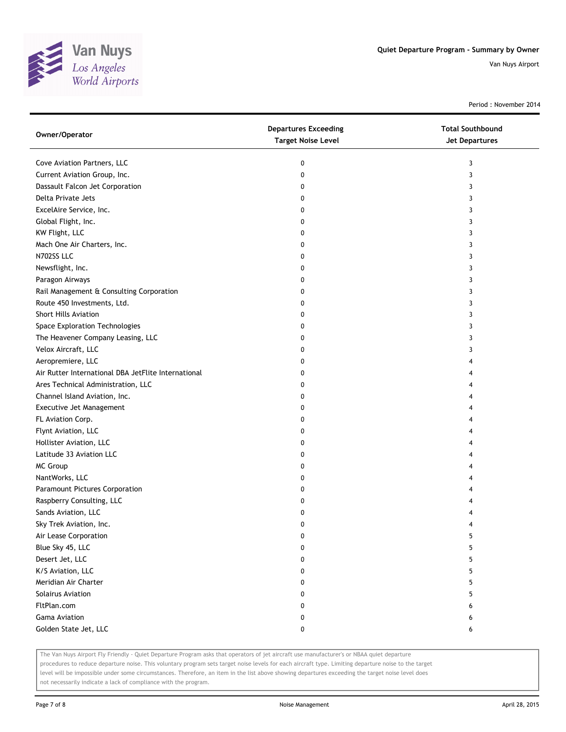# Quiet Departure Program - Summary by Owner

Van Nuys Airport

Period : November 2014

| Owner/Operator | Departures Exceeding Target Noise Level | Total Southbound Jet Departures |
|---|---|---|
| Cove Aviation Partners, LLC | 0 | 3 |
| Current Aviation Group, Inc. | 0 | 3 |
| Dassault Falcon Jet Corporation | 0 | 3 |
| Delta Private Jets | 0 | 3 |
| ExcelAire Service, Inc. | 0 | 3 |
| Global Flight, Inc. | 0 | 3 |
| KW Flight, LLC | 0 | 3 |
| Mach One Air Charters, Inc. | 0 | 3 |
| N702SS LLC | 0 | 3 |
| Newsflight, Inc. | 0 | 3 |
| Paragon Airways | 0 | 3 |
| Rail Management & Consulting Corporation | 0 | 3 |
| Route 450 Investments, Ltd. | 0 | 3 |
| Short Hills Aviation | 0 | 3 |
| Space Exploration Technologies | 0 | 3 |
| The Heavener Company Leasing, LLC | 0 | 3 |
| Velox Aircraft, LLC | 0 | 3 |
| Aeropremiere, LLC | 0 | 4 |
| Air Rutter International DBA JetFlite International | 0 | 4 |
| Ares Technical Administration, LLC | 0 | 4 |
| Channel Island Aviation, Inc. | 0 | 4 |
| Executive Jet Management | 0 | 4 |
| FL Aviation Corp. | 0 | 4 |
| Flynt Aviation, LLC | 0 | 4 |
| Hollister Aviation, LLC | 0 | 4 |
| Latitude 33 Aviation LLC | 0 | 4 |
| MC Group | 0 | 4 |
| NantWorks, LLC | 0 | 4 |
| Paramount Pictures Corporation | 0 | 4 |
| Raspberry Consulting, LLC | 0 | 4 |
| Sands Aviation, LLC | 0 | 4 |
| Sky Trek Aviation, Inc. | 0 | 4 |
| Air Lease Corporation | 0 | 5 |
| Blue Sky 45, LLC | 0 | 5 |
| Desert Jet, LLC | 0 | 5 |
| K/S Aviation, LLC | 0 | 5 |
| Meridian Air Charter | 0 | 5 |
| Solairus Aviation | 0 | 5 |
| FltPlan.com | 0 | 6 |
| Gama Aviation | 0 | 6 |
| Golden State Jet, LLC | 0 | 6 |

The Van Nuys Airport Fly Friendly - Quiet Departure Program asks that operators of jet aircraft use manufacturer's or NBAA quiet departure procedures to reduce departure noise. This voluntary program sets target noise levels for each aircraft type. Limiting departure noise to the target level will be impossible under some circumstances. Therefore, an item in the list above showing departures exceeding the target noise level does not necessarily indicate a lack of compliance with the program.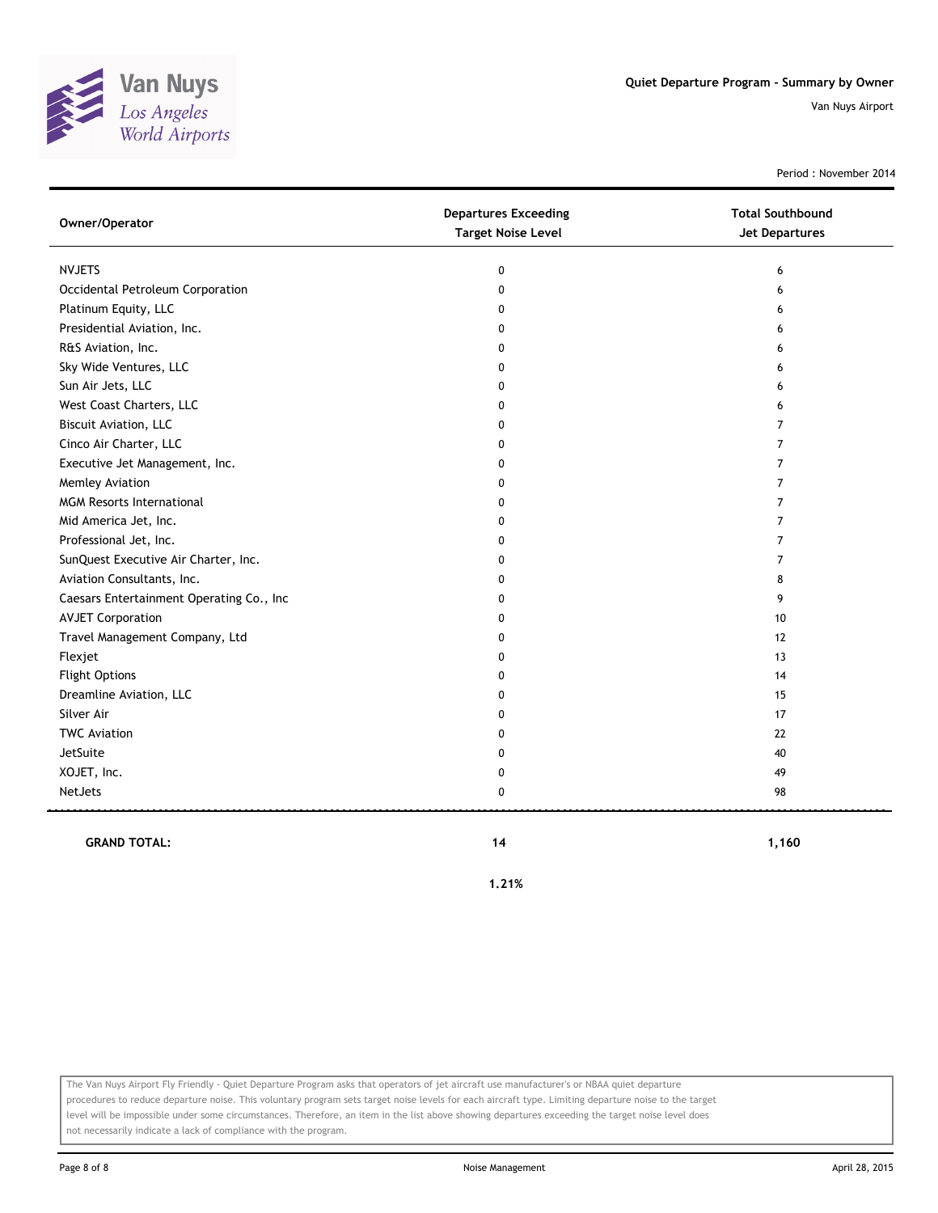Quiet Departure Program - Summary by Owner

Van Nuys Airport

Period : November 2014

| Owner/Operator | Departures Exceeding Target Noise Level | Total Southbound Jet Departures |
|---|---|---|
| NVJETS | 0 | 6 |
| Occidental Petroleum Corporation | 0 | 6 |
| Platinum Equity, LLC | 0 | 6 |
| Presidential Aviation, Inc. | 0 | 6 |
| R&S Aviation, Inc. | 0 | 6 |
| Sky Wide Ventures, LLC | 0 | 6 |
| Sun Air Jets, LLC | 0 | 6 |
| West Coast Charters, LLC | 0 | 6 |
| Biscuit Aviation, LLC | 0 | 7 |
| Cinco Air Charter, LLC | 0 | 7 |
| Executive Jet Management, Inc. | 0 | 7 |
| Memley Aviation | 0 | 7 |
| MGM Resorts International | 0 | 7 |
| Mid America Jet, Inc. | 0 | 7 |
| Professional Jet, Inc. | 0 | 7 |
| SunQuest Executive Air Charter, Inc. | 0 | 7 |
| Aviation Consultants, Inc. | 0 | 8 |
| Caesars Entertainment Operating Co., Inc | 0 | 9 |
| AVJET Corporation | 0 | 10 |
| Travel Management Company, Ltd | 0 | 12 |
| Flexjet | 0 | 13 |
| Flight Options | 0 | 14 |
| Dreamline Aviation, LLC | 0 | 15 |
| Silver Air | 0 | 17 |
| TWC Aviation | 0 | 22 |
| JetSuite | 0 | 40 |
| XOJET, Inc. | 0 | 49 |
| NetJets | 0 | 98 |
| **GRAND TOTAL:** | **14** | **1,160** |
| | **1.21%** | |

The Van Nuys Airport Fly Friendly - Quiet Departure Program asks that operators of jet aircraft use manufacturer's or NBAA quiet departure procedures to reduce departure noise. This voluntary program sets target noise levels for each aircraft type. Limiting departure noise to the target level will be impossible under some circumstances. Therefore, an item in the list above showing departures exceeding the target noise level does not necessarily indicate a lack of compliance with the program.